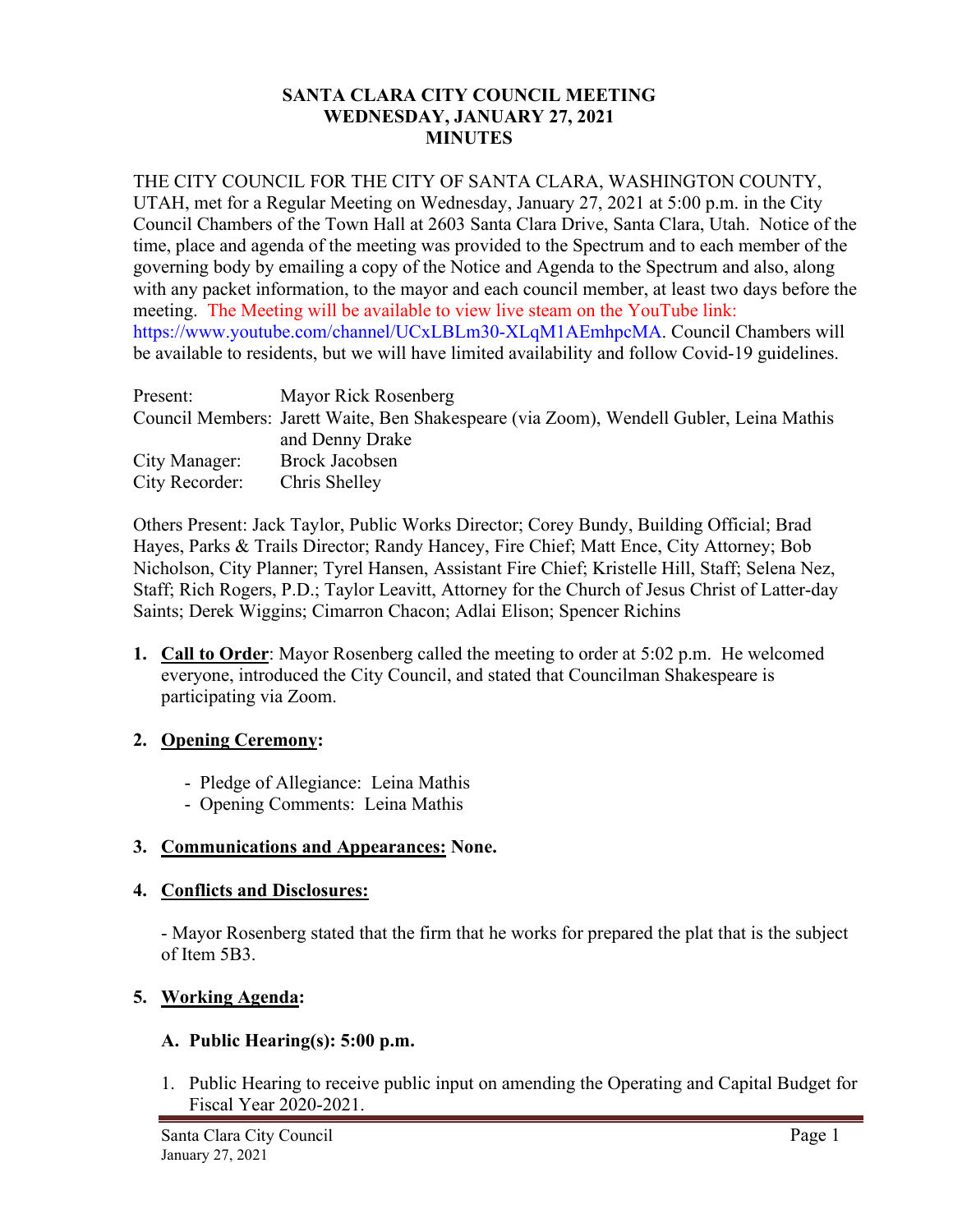# SANTA CLARA CITY COUNCIL MEETING
## WEDNESDAY, JANUARY 27, 2021
## MINUTES

THE CITY COUNCIL FOR THE CITY OF SANTA CLARA, WASHINGTON COUNTY, UTAH, met for a Regular Meeting on Wednesday, January 27, 2021 at 5:00 p.m. in the City Council Chambers of the Town Hall at 2603 Santa Clara Drive, Santa Clara, Utah. Notice of the time, place and agenda of the meeting was provided to the Spectrum and to each member of the governing body by emailing a copy of the Notice and Agenda to the Spectrum and also, along with any packet information, to the mayor and each council member, at least two days before the meeting. The Meeting will be available to view live steam on the YouTube link: https://www.youtube.com/channel/UCxLBLm30-XLqM1AEmhpcMA. Council Chambers will be available to residents, but we will have limited availability and follow Covid-19 guidelines.

| | |
|---|---|
| Present: | Mayor Rick Rosenberg |
| Council Members: | Jarett Waite, Ben Shakespeare (via Zoom), Wendell Gubler, Leina Mathis and Denny Drake |
| City Manager: | Brock Jacobsen |
| City Recorder: | Chris Shelley |

Others Present: Jack Taylor, Public Works Director; Corey Bundy, Building Official; Brad Hayes, Parks & Trails Director; Randy Hancey, Fire Chief; Matt Ence, City Attorney; Bob Nicholson, City Planner; Tyrel Hansen, Assistant Fire Chief; Kristelle Hill, Staff; Selena Nez, Staff; Rich Rogers, P.D.; Taylor Leavitt, Attorney for the Church of Jesus Christ of Latter-day Saints; Derek Wiggins; Cimarron Chacon; Adlai Elison; Spencer Richins

1. **Call to Order**: Mayor Rosenberg called the meeting to order at 5:02 p.m. He welcomed everyone, introduced the City Council, and stated that Councilman Shakespeare is participating via Zoom.

2. **Opening Ceremony:**

   - Pledge of Allegiance: Leina Mathis
   - Opening Comments: Leina Mathis

3. **Communications and Appearances: None.**

4. **Conflicts and Disclosures:**

   - Mayor Rosenberg stated that the firm that he works for prepared the plat that is the subject of Item 5B3.

5. **Working Agenda:**

   **A. Public Hearing(s): 5:00 p.m.**

   1. Public Hearing to receive public input on amending the Operating and Capital Budget for Fiscal Year 2020-2021.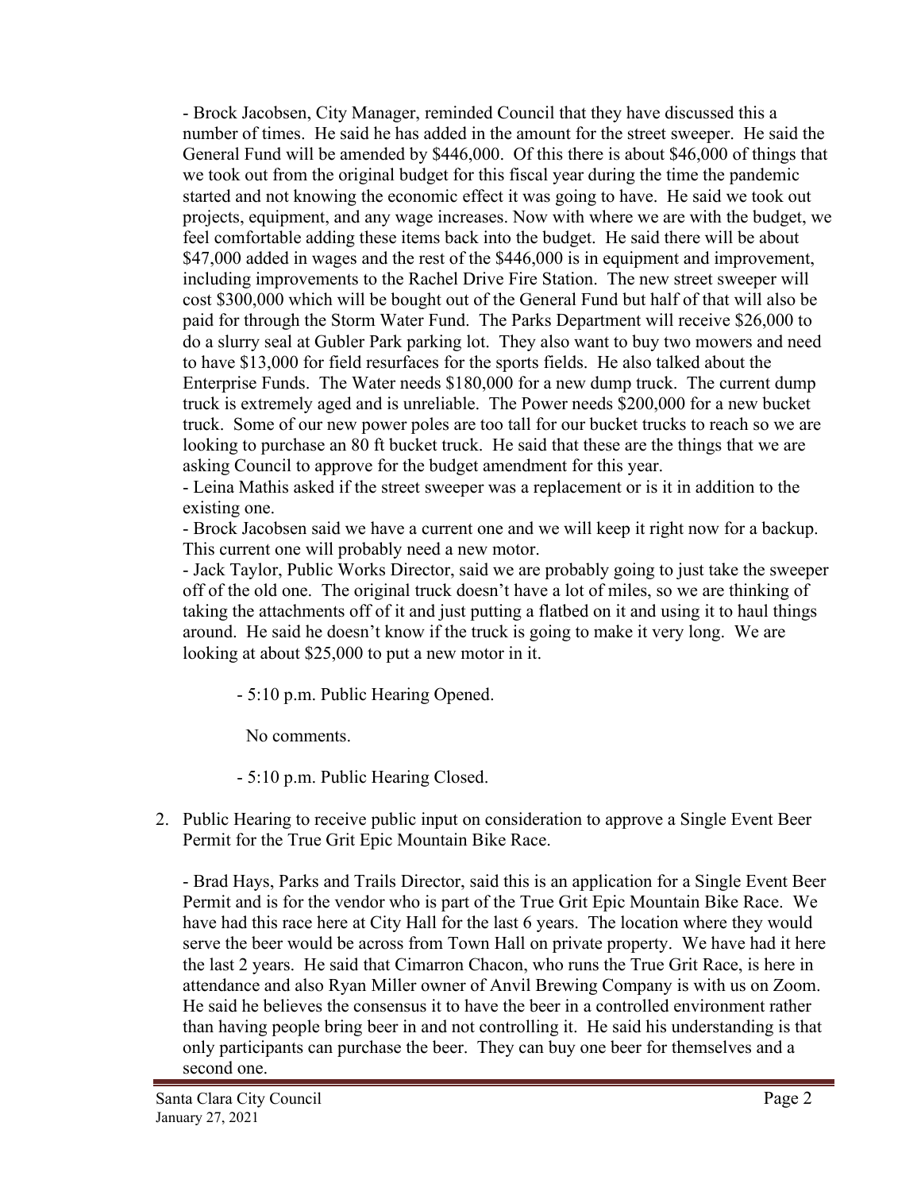- Brock Jacobsen, City Manager, reminded Council that they have discussed this a number of times. He said he has added in the amount for the street sweeper. He said the General Fund will be amended by $446,000. Of this there is about $46,000 of things that we took out from the original budget for this fiscal year during the time the pandemic started and not knowing the economic effect it was going to have. He said we took out projects, equipment, and any wage increases. Now with where we are with the budget, we feel comfortable adding these items back into the budget. He said there will be about $47,000 added in wages and the rest of the $446,000 is in equipment and improvement, including improvements to the Rachel Drive Fire Station. The new street sweeper will cost $300,000 which will be bought out of the General Fund but half of that will also be paid for through the Storm Water Fund. The Parks Department will receive $26,000 to do a slurry seal at Gubler Park parking lot. They also want to buy two mowers and need to have $13,000 for field resurfaces for the sports fields. He also talked about the Enterprise Funds. The Water needs $180,000 for a new dump truck. The current dump truck is extremely aged and is unreliable. The Power needs $200,000 for a new bucket truck. Some of our new power poles are too tall for our bucket trucks to reach so we are looking to purchase an 80 ft bucket truck. He said that these are the things that we are asking Council to approve for the budget amendment for this year.
- Leina Mathis asked if the street sweeper was a replacement or is it in addition to the existing one.
- Brock Jacobsen said we have a current one and we will keep it right now for a backup. This current one will probably need a new motor.
- Jack Taylor, Public Works Director, said we are probably going to just take the sweeper off of the old one. The original truck doesn't have a lot of miles, so we are thinking of taking the attachments off of it and just putting a flatbed on it and using it to haul things around. He said he doesn't know if the truck is going to make it very long. We are looking at about $25,000 to put a new motor in it.

- 5:10 p.m. Public Hearing Opened.

No comments.

- 5:10 p.m. Public Hearing Closed.

2. Public Hearing to receive public input on consideration to approve a Single Event Beer Permit for the True Grit Epic Mountain Bike Race.

   - Brad Hays, Parks and Trails Director, said this is an application for a Single Event Beer Permit and is for the vendor who is part of the True Grit Epic Mountain Bike Race. We have had this race here at City Hall for the last 6 years. The location where they would serve the beer would be across from Town Hall on private property. We have had it here the last 2 years. He said that Cimarron Chacon, who runs the True Grit Race, is here in attendance and also Ryan Miller owner of Anvil Brewing Company is with us on Zoom. He said he believes the consensus it to have the beer in a controlled environment rather than having people bring beer in and not controlling it. He said his understanding is that only participants can purchase the beer. They can buy one beer for themselves and a second one.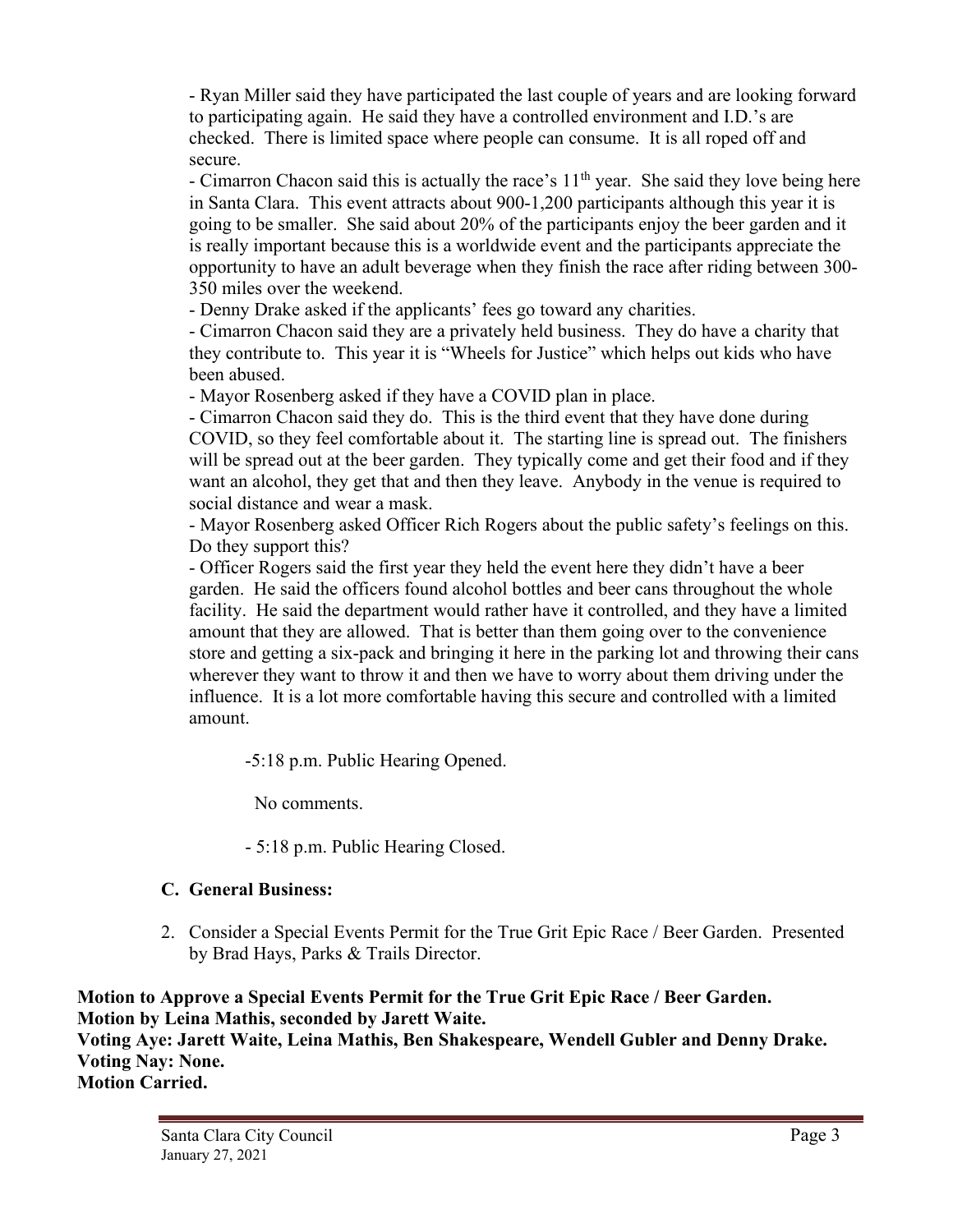- Ryan Miller said they have participated the last couple of years and are looking forward to participating again. He said they have a controlled environment and I.D.'s are checked. There is limited space where people can consume. It is all roped off and secure.

- Cimarron Chacon said this is actually the race's 11th year. She said they love being here in Santa Clara. This event attracts about 900-1,200 participants although this year it is going to be smaller. She said about 20% of the participants enjoy the beer garden and it is really important because this is a worldwide event and the participants appreciate the opportunity to have an adult beverage when they finish the race after riding between 300-350 miles over the weekend.

- Denny Drake asked if the applicants' fees go toward any charities.

- Cimarron Chacon said they are a privately held business. They do have a charity that they contribute to. This year it is "Wheels for Justice" which helps out kids who have been abused.

- Mayor Rosenberg asked if they have a COVID plan in place.

- Cimarron Chacon said they do. This is the third event that they have done during COVID, so they feel comfortable about it. The starting line is spread out. The finishers will be spread out at the beer garden. They typically come and get their food and if they want an alcohol, they get that and then they leave. Anybody in the venue is required to social distance and wear a mask.

- Mayor Rosenberg asked Officer Rich Rogers about the public safety's feelings on this. Do they support this?

- Officer Rogers said the first year they held the event here they didn't have a beer garden. He said the officers found alcohol bottles and beer cans throughout the whole facility. He said the department would rather have it controlled, and they have a limited amount that they are allowed. That is better than them going over to the convenience store and getting a six-pack and bringing it here in the parking lot and throwing their cans wherever they want to throw it and then we have to worry about them driving under the influence. It is a lot more comfortable having this secure and controlled with a limited amount.

-5:18 p.m. Public Hearing Opened.

No comments.

- 5:18 p.m. Public Hearing Closed.

### C. General Business:

2. Consider a Special Events Permit for the True Grit Epic Race / Beer Garden. Presented by Brad Hays, Parks & Trails Director.

**Motion to Approve a Special Events Permit for the True Grit Epic Race / Beer Garden.**
**Motion by Leina Mathis, seconded by Jarett Waite.**
**Voting Aye: Jarett Waite, Leina Mathis, Ben Shakespeare, Wendell Gubler and Denny Drake.**
**Voting Nay: None.**
**Motion Carried.**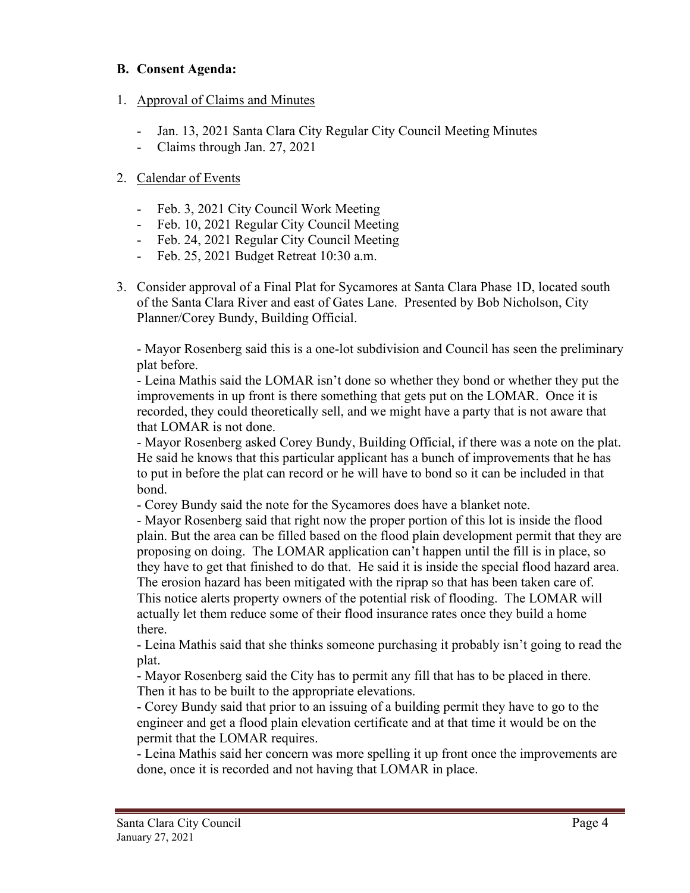### B. Consent Agenda:

1. Approval of Claims and Minutes

   - Jan. 13, 2021 Santa Clara City Regular City Council Meeting Minutes
   - Claims through Jan. 27, 2021

2. Calendar of Events

   - Feb. 3, 2021 City Council Work Meeting
   - Feb. 10, 2021 Regular City Council Meeting
   - Feb. 24, 2021 Regular City Council Meeting
   - Feb. 25, 2021 Budget Retreat 10:30 a.m.

3. Consider approval of a Final Plat for Sycamores at Santa Clara Phase 1D, located south of the Santa Clara River and east of Gates Lane. Presented by Bob Nicholson, City Planner/Corey Bundy, Building Official.

   - Mayor Rosenberg said this is a one-lot subdivision and Council has seen the preliminary plat before.
   - Leina Mathis said the LOMAR isn't done so whether they bond or whether they put the improvements in up front is there something that gets put on the LOMAR. Once it is recorded, they could theoretically sell, and we might have a party that is not aware that that LOMAR is not done.
   - Mayor Rosenberg asked Corey Bundy, Building Official, if there was a note on the plat. He said he knows that this particular applicant has a bunch of improvements that he has to put in before the plat can record or he will have to bond so it can be included in that bond.
   - Corey Bundy said the note for the Sycamores does have a blanket note.
   - Mayor Rosenberg said that right now the proper portion of this lot is inside the flood plain. But the area can be filled based on the flood plain development permit that they are proposing on doing. The LOMAR application can't happen until the fill is in place, so they have to get that finished to do that. He said it is inside the special flood hazard area. The erosion hazard has been mitigated with the riprap so that has been taken care of. This notice alerts property owners of the potential risk of flooding. The LOMAR will actually let them reduce some of their flood insurance rates once they build a home there.
   - Leina Mathis said that she thinks someone purchasing it probably isn't going to read the plat.
   - Mayor Rosenberg said the City has to permit any fill that has to be placed in there. Then it has to be built to the appropriate elevations.
   - Corey Bundy said that prior to an issuing of a building permit they have to go to the engineer and get a flood plain elevation certificate and at that time it would be on the permit that the LOMAR requires.
   - Leina Mathis said her concern was more spelling it up front once the improvements are done, once it is recorded and not having that LOMAR in place.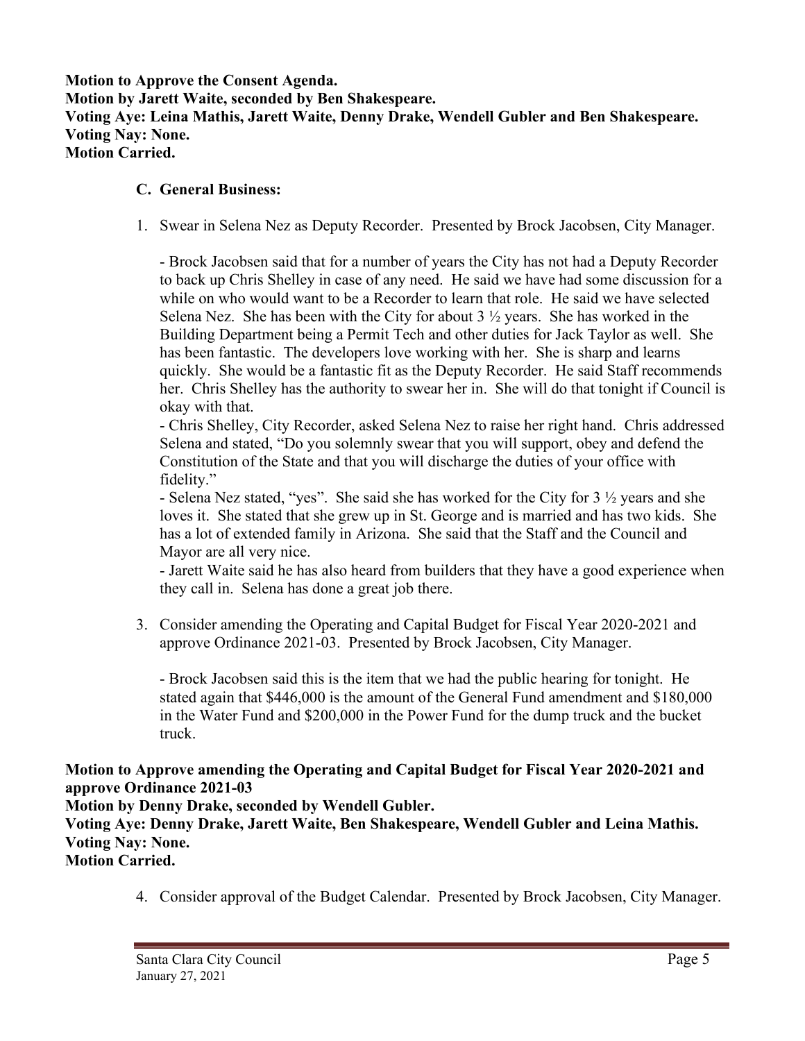**Motion to Approve the Consent Agenda.**
**Motion by Jarett Waite, seconded by Ben Shakespeare.**
**Voting Aye: Leina Mathis, Jarett Waite, Denny Drake, Wendell Gubler and Ben Shakespeare.**
**Voting Nay: None.**
**Motion Carried.**

**C. General Business:**

1. Swear in Selena Nez as Deputy Recorder. Presented by Brock Jacobsen, City Manager.

   - Brock Jacobsen said that for a number of years the City has not had a Deputy Recorder to back up Chris Shelley in case of any need. He said we have had some discussion for a while on who would want to be a Recorder to learn that role. He said we have selected Selena Nez. She has been with the City for about 3 ½ years. She has worked in the Building Department being a Permit Tech and other duties for Jack Taylor as well. She has been fantastic. The developers love working with her. She is sharp and learns quickly. She would be a fantastic fit as the Deputy Recorder. He said Staff recommends her. Chris Shelley has the authority to swear her in. She will do that tonight if Council is okay with that.
   - Chris Shelley, City Recorder, asked Selena Nez to raise her right hand. Chris addressed Selena and stated, "Do you solemnly swear that you will support, obey and defend the Constitution of the State and that you will discharge the duties of your office with fidelity."
   - Selena Nez stated, "yes". She said she has worked for the City for 3 ½ years and she loves it. She stated that she grew up in St. George and is married and has two kids. She has a lot of extended family in Arizona. She said that the Staff and the Council and Mayor are all very nice.
   - Jarett Waite said he has also heard from builders that they have a good experience when they call in. Selena has done a great job there.

3. Consider amending the Operating and Capital Budget for Fiscal Year 2020-2021 and approve Ordinance 2021-03. Presented by Brock Jacobsen, City Manager.

   - Brock Jacobsen said this is the item that we had the public hearing for tonight. He stated again that $446,000 is the amount of the General Fund amendment and $180,000 in the Water Fund and $200,000 in the Power Fund for the dump truck and the bucket truck.

**Motion to Approve amending the Operating and Capital Budget for Fiscal Year 2020-2021 and approve Ordinance 2021-03**
**Motion by Denny Drake, seconded by Wendell Gubler.**
**Voting Aye: Denny Drake, Jarett Waite, Ben Shakespeare, Wendell Gubler and Leina Mathis.**
**Voting Nay: None.**
**Motion Carried.**

4. Consider approval of the Budget Calendar. Presented by Brock Jacobsen, City Manager.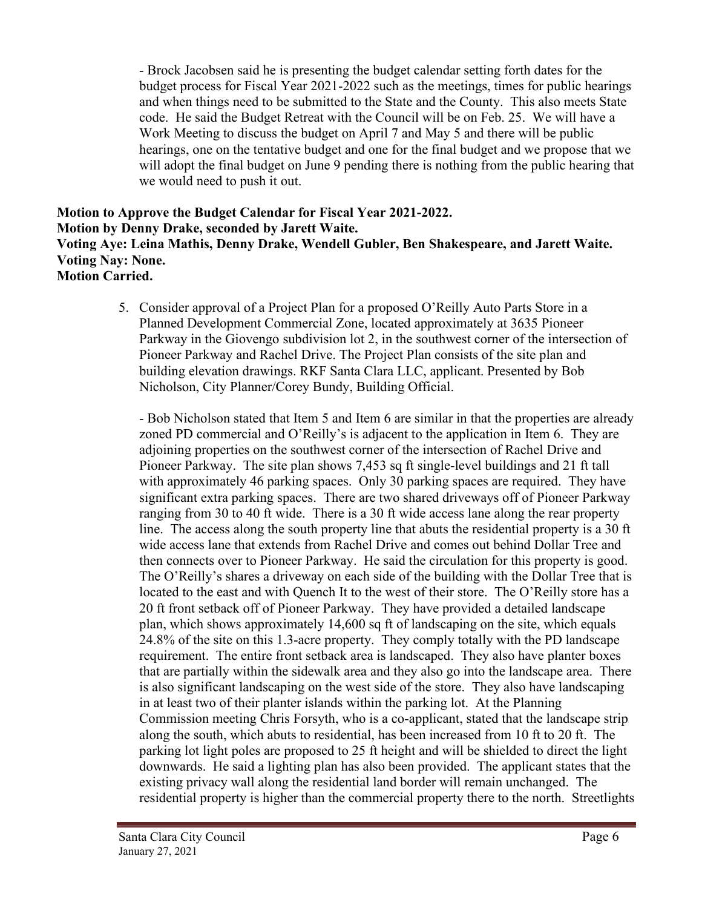- Brock Jacobsen said he is presenting the budget calendar setting forth dates for the budget process for Fiscal Year 2021-2022 such as the meetings, times for public hearings and when things need to be submitted to the State and the County. This also meets State code. He said the Budget Retreat with the Council will be on Feb. 25. We will have a Work Meeting to discuss the budget on April 7 and May 5 and there will be public hearings, one on the tentative budget and one for the final budget and we propose that we will adopt the final budget on June 9 pending there is nothing from the public hearing that we would need to push it out.

**Motion to Approve the Budget Calendar for Fiscal Year 2021-2022.**
**Motion by Denny Drake, seconded by Jarett Waite.**
**Voting Aye: Leina Mathis, Denny Drake, Wendell Gubler, Ben Shakespeare, and Jarett Waite.**
**Voting Nay: None.**
**Motion Carried.**

5. Consider approval of a Project Plan for a proposed O'Reilly Auto Parts Store in a Planned Development Commercial Zone, located approximately at 3635 Pioneer Parkway in the Giovengo subdivision lot 2, in the southwest corner of the intersection of Pioneer Parkway and Rachel Drive. The Project Plan consists of the site plan and building elevation drawings. RKF Santa Clara LLC, applicant. Presented by Bob Nicholson, City Planner/Corey Bundy, Building Official.

   - Bob Nicholson stated that Item 5 and Item 6 are similar in that the properties are already zoned PD commercial and O'Reilly's is adjacent to the application in Item 6. They are adjoining properties on the southwest corner of the intersection of Rachel Drive and Pioneer Parkway. The site plan shows 7,453 sq ft single-level buildings and 21 ft tall with approximately 46 parking spaces. Only 30 parking spaces are required. They have significant extra parking spaces. There are two shared driveways off of Pioneer Parkway ranging from 30 to 40 ft wide. There is a 30 ft wide access lane along the rear property line. The access along the south property line that abuts the residential property is a 30 ft wide access lane that extends from Rachel Drive and comes out behind Dollar Tree and then connects over to Pioneer Parkway. He said the circulation for this property is good. The O'Reilly's shares a driveway on each side of the building with the Dollar Tree that is located to the east and with Quench It to the west of their store. The O'Reilly store has a 20 ft front setback off of Pioneer Parkway. They have provided a detailed landscape plan, which shows approximately 14,600 sq ft of landscaping on the site, which equals 24.8% of the site on this 1.3-acre property. They comply totally with the PD landscape requirement. The entire front setback area is landscaped. They also have planter boxes that are partially within the sidewalk area and they also go into the landscape area. There is also significant landscaping on the west side of the store. They also have landscaping in at least two of their planter islands within the parking lot. At the Planning Commission meeting Chris Forsyth, who is a co-applicant, stated that the landscape strip along the south, which abuts to residential, has been increased from 10 ft to 20 ft. The parking lot light poles are proposed to 25 ft height and will be shielded to direct the light downwards. He said a lighting plan has also been provided. The applicant states that the existing privacy wall along the residential land border will remain unchanged. The residential property is higher than the commercial property there to the north. Streetlights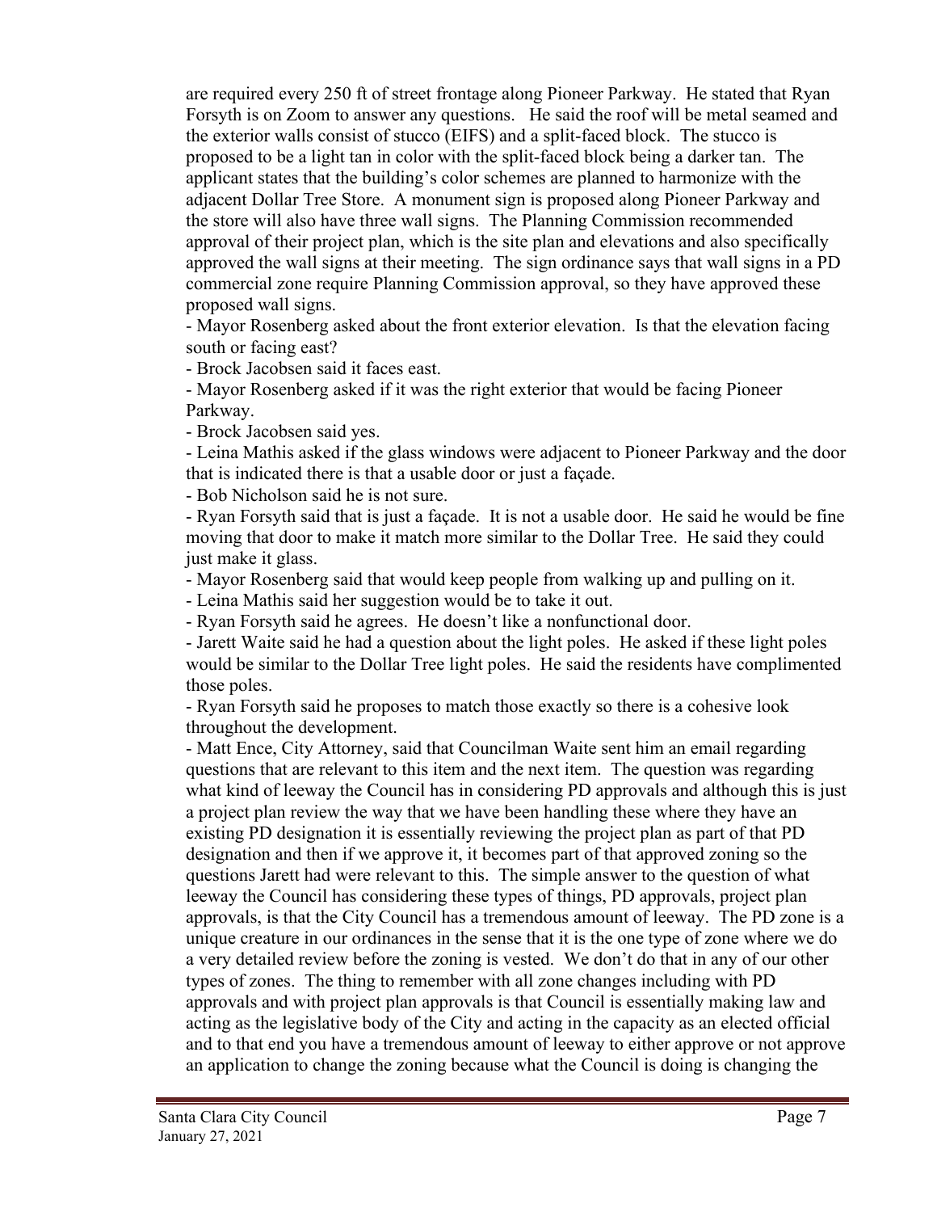are required every 250 ft of street frontage along Pioneer Parkway. He stated that Ryan Forsyth is on Zoom to answer any questions. He said the roof will be metal seamed and the exterior walls consist of stucco (EIFS) and a split-faced block. The stucco is proposed to be a light tan in color with the split-faced block being a darker tan. The applicant states that the building's color schemes are planned to harmonize with the adjacent Dollar Tree Store. A monument sign is proposed along Pioneer Parkway and the store will also have three wall signs. The Planning Commission recommended approval of their project plan, which is the site plan and elevations and also specifically approved the wall signs at their meeting. The sign ordinance says that wall signs in a PD commercial zone require Planning Commission approval, so they have approved these proposed wall signs.

- Mayor Rosenberg asked about the front exterior elevation. Is that the elevation facing south or facing east?
- Brock Jacobsen said it faces east.
- Mayor Rosenberg asked if it was the right exterior that would be facing Pioneer Parkway.
- Brock Jacobsen said yes.
- Leina Mathis asked if the glass windows were adjacent to Pioneer Parkway and the door that is indicated there is that a usable door or just a façade.
- Bob Nicholson said he is not sure.
- Ryan Forsyth said that is just a façade. It is not a usable door. He said he would be fine moving that door to make it match more similar to the Dollar Tree. He said they could just make it glass.
- Mayor Rosenberg said that would keep people from walking up and pulling on it.
- Leina Mathis said her suggestion would be to take it out.
- Ryan Forsyth said he agrees. He doesn't like a nonfunctional door.
- Jarett Waite said he had a question about the light poles. He asked if these light poles would be similar to the Dollar Tree light poles. He said the residents have complimented those poles.
- Ryan Forsyth said he proposes to match those exactly so there is a cohesive look throughout the development.
- Matt Ence, City Attorney, said that Councilman Waite sent him an email regarding questions that are relevant to this item and the next item. The question was regarding what kind of leeway the Council has in considering PD approvals and although this is just a project plan review the way that we have been handling these where they have an existing PD designation it is essentially reviewing the project plan as part of that PD designation and then if we approve it, it becomes part of that approved zoning so the questions Jarett had were relevant to this. The simple answer to the question of what leeway the Council has considering these types of things, PD approvals, project plan approvals, is that the City Council has a tremendous amount of leeway. The PD zone is a unique creature in our ordinances in the sense that it is the one type of zone where we do a very detailed review before the zoning is vested. We don't do that in any of our other types of zones. The thing to remember with all zone changes including with PD approvals and with project plan approvals is that Council is essentially making law and acting as the legislative body of the City and acting in the capacity as an elected official and to that end you have a tremendous amount of leeway to either approve or not approve an application to change the zoning because what the Council is doing is changing the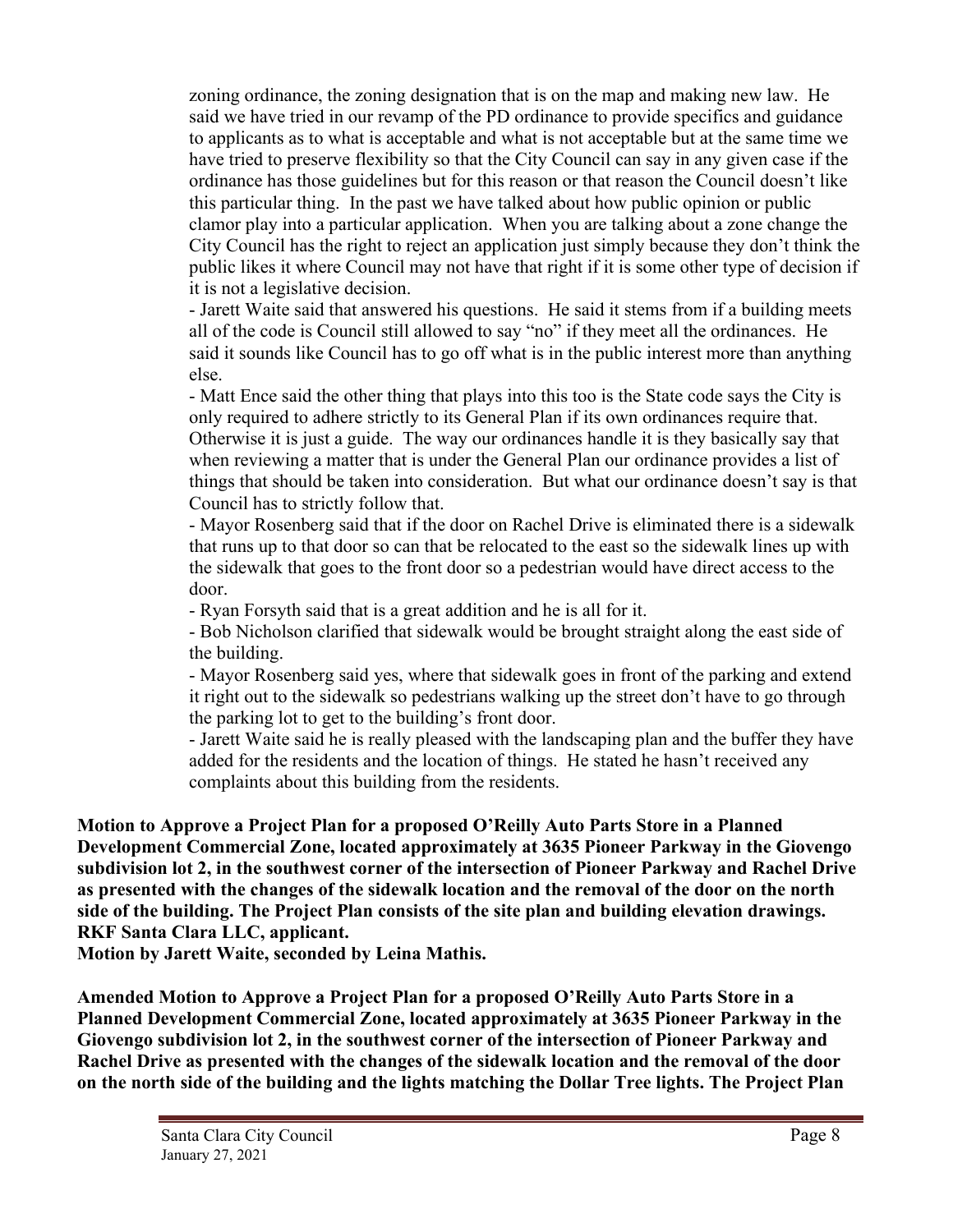zoning ordinance, the zoning designation that is on the map and making new law. He said we have tried in our revamp of the PD ordinance to provide specifics and guidance to applicants as to what is acceptable and what is not acceptable but at the same time we have tried to preserve flexibility so that the City Council can say in any given case if the ordinance has those guidelines but for this reason or that reason the Council doesn't like this particular thing. In the past we have talked about how public opinion or public clamor play into a particular application. When you are talking about a zone change the City Council has the right to reject an application just simply because they don't think the public likes it where Council may not have that right if it is some other type of decision if it is not a legislative decision.

- Jarett Waite said that answered his questions. He said it stems from if a building meets all of the code is Council still allowed to say "no" if they meet all the ordinances. He said it sounds like Council has to go off what is in the public interest more than anything else.
- Matt Ence said the other thing that plays into this too is the State code says the City is only required to adhere strictly to its General Plan if its own ordinances require that. Otherwise it is just a guide. The way our ordinances handle it is they basically say that when reviewing a matter that is under the General Plan our ordinance provides a list of things that should be taken into consideration. But what our ordinance doesn't say is that Council has to strictly follow that.
- Mayor Rosenberg said that if the door on Rachel Drive is eliminated there is a sidewalk that runs up to that door so can that be relocated to the east so the sidewalk lines up with the sidewalk that goes to the front door so a pedestrian would have direct access to the door.
- Ryan Forsyth said that is a great addition and he is all for it.
- Bob Nicholson clarified that sidewalk would be brought straight along the east side of the building.
- Mayor Rosenberg said yes, where that sidewalk goes in front of the parking and extend it right out to the sidewalk so pedestrians walking up the street don't have to go through the parking lot to get to the building's front door.
- Jarett Waite said he is really pleased with the landscaping plan and the buffer they have added for the residents and the location of things. He stated he hasn't received any complaints about this building from the residents.

**Motion to Approve a Project Plan for a proposed O'Reilly Auto Parts Store in a Planned Development Commercial Zone, located approximately at 3635 Pioneer Parkway in the Giovengo subdivision lot 2, in the southwest corner of the intersection of Pioneer Parkway and Rachel Drive as presented with the changes of the sidewalk location and the removal of the door on the north side of the building. The Project Plan consists of the site plan and building elevation drawings. RKF Santa Clara LLC, applicant.**
**Motion by Jarett Waite, seconded by Leina Mathis.**

**Amended Motion to Approve a Project Plan for a proposed O'Reilly Auto Parts Store in a Planned Development Commercial Zone, located approximately at 3635 Pioneer Parkway in the Giovengo subdivision lot 2, in the southwest corner of the intersection of Pioneer Parkway and Rachel Drive as presented with the changes of the sidewalk location and the removal of the door on the north side of the building and the lights matching the Dollar Tree lights. The Project Plan**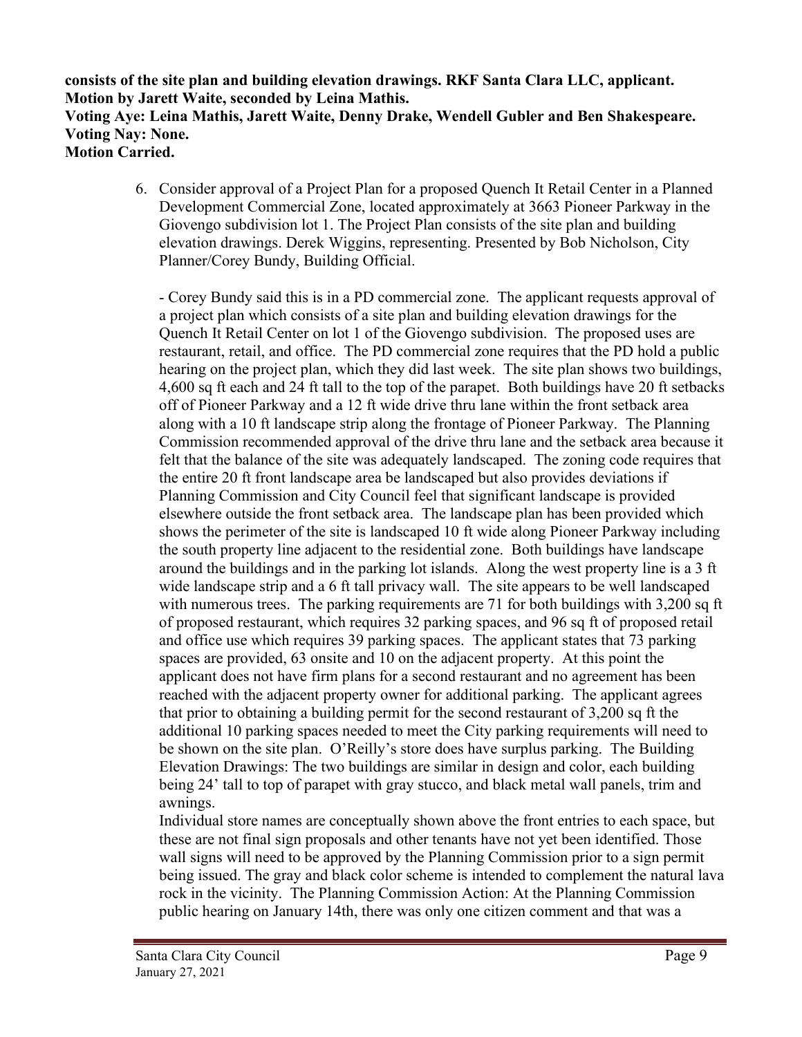**consists of the site plan and building elevation drawings. RKF Santa Clara LLC, applicant.**
**Motion by Jarett Waite, seconded by Leina Mathis.**
**Voting Aye: Leina Mathis, Jarett Waite, Denny Drake, Wendell Gubler and Ben Shakespeare.**
**Voting Nay: None.**
**Motion Carried.**

6. Consider approval of a Project Plan for a proposed Quench It Retail Center in a Planned Development Commercial Zone, located approximately at 3663 Pioneer Parkway in the Giovengo subdivision lot 1. The Project Plan consists of the site plan and building elevation drawings. Derek Wiggins, representing. Presented by Bob Nicholson, City Planner/Corey Bundy, Building Official.

   - Corey Bundy said this is in a PD commercial zone. The applicant requests approval of a project plan which consists of a site plan and building elevation drawings for the Quench It Retail Center on lot 1 of the Giovengo subdivision. The proposed uses are restaurant, retail, and office. The PD commercial zone requires that the PD hold a public hearing on the project plan, which they did last week. The site plan shows two buildings, 4,600 sq ft each and 24 ft tall to the top of the parapet. Both buildings have 20 ft setbacks off of Pioneer Parkway and a 12 ft wide drive thru lane within the front setback area along with a 10 ft landscape strip along the frontage of Pioneer Parkway. The Planning Commission recommended approval of the drive thru lane and the setback area because it felt that the balance of the site was adequately landscaped. The zoning code requires that the entire 20 ft front landscape area be landscaped but also provides deviations if Planning Commission and City Council feel that significant landscape is provided elsewhere outside the front setback area. The landscape plan has been provided which shows the perimeter of the site is landscaped 10 ft wide along Pioneer Parkway including the south property line adjacent to the residential zone. Both buildings have landscape around the buildings and in the parking lot islands. Along the west property line is a 3 ft wide landscape strip and a 6 ft tall privacy wall. The site appears to be well landscaped with numerous trees. The parking requirements are 71 for both buildings with 3,200 sq ft of proposed restaurant, which requires 32 parking spaces, and 96 sq ft of proposed retail and office use which requires 39 parking spaces. The applicant states that 73 parking spaces are provided, 63 onsite and 10 on the adjacent property. At this point the applicant does not have firm plans for a second restaurant and no agreement has been reached with the adjacent property owner for additional parking. The applicant agrees that prior to obtaining a building permit for the second restaurant of 3,200 sq ft the additional 10 parking spaces needed to meet the City parking requirements will need to be shown on the site plan. O'Reilly's store does have surplus parking. The Building Elevation Drawings: The two buildings are similar in design and color, each building being 24' tall to top of parapet with gray stucco, and black metal wall panels, trim and awnings.

   Individual store names are conceptually shown above the front entries to each space, but these are not final sign proposals and other tenants have not yet been identified. Those wall signs will need to be approved by the Planning Commission prior to a sign permit being issued. The gray and black color scheme is intended to complement the natural lava rock in the vicinity. The Planning Commission Action: At the Planning Commission public hearing on January 14th, there was only one citizen comment and that was a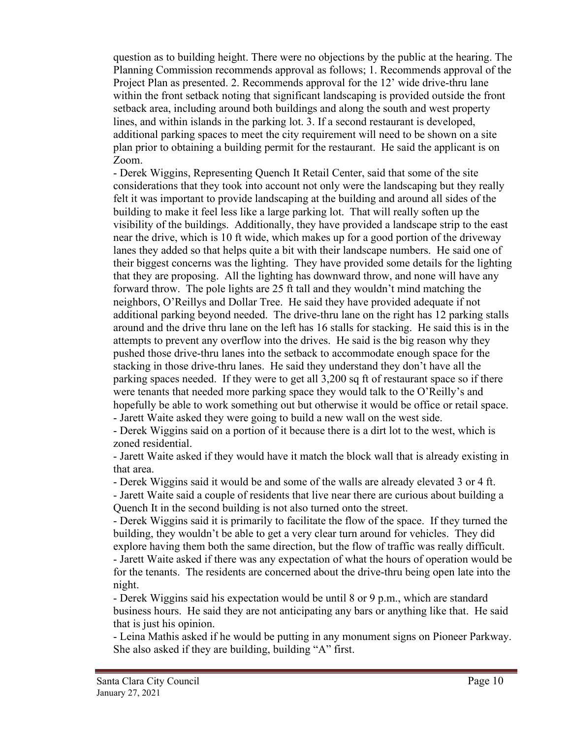question as to building height. There were no objections by the public at the hearing. The Planning Commission recommends approval as follows; 1. Recommends approval of the Project Plan as presented. 2. Recommends approval for the 12' wide drive-thru lane within the front setback noting that significant landscaping is provided outside the front setback area, including around both buildings and along the south and west property lines, and within islands in the parking lot. 3. If a second restaurant is developed, additional parking spaces to meet the city requirement will need to be shown on a site plan prior to obtaining a building permit for the restaurant. He said the applicant is on Zoom.

- Derek Wiggins, Representing Quench It Retail Center, said that some of the site considerations that they took into account not only were the landscaping but they really felt it was important to provide landscaping at the building and around all sides of the building to make it feel less like a large parking lot. That will really soften up the visibility of the buildings. Additionally, they have provided a landscape strip to the east near the drive, which is 10 ft wide, which makes up for a good portion of the driveway lanes they added so that helps quite a bit with their landscape numbers. He said one of their biggest concerns was the lighting. They have provided some details for the lighting that they are proposing. All the lighting has downward throw, and none will have any forward throw. The pole lights are 25 ft tall and they wouldn't mind matching the neighbors, O'Reillys and Dollar Tree. He said they have provided adequate if not additional parking beyond needed. The drive-thru lane on the right has 12 parking stalls around and the drive thru lane on the left has 16 stalls for stacking. He said this is in the attempts to prevent any overflow into the drives. He said is the big reason why they pushed those drive-thru lanes into the setback to accommodate enough space for the stacking in those drive-thru lanes. He said they understand they don't have all the parking spaces needed. If they were to get all 3,200 sq ft of restaurant space so if there were tenants that needed more parking space they would talk to the O'Reilly's and hopefully be able to work something out but otherwise it would be office or retail space.
- Jarett Waite asked they were going to build a new wall on the west side.
- Derek Wiggins said on a portion of it because there is a dirt lot to the west, which is zoned residential.
- Jarett Waite asked if they would have it match the block wall that is already existing in that area.
- Derek Wiggins said it would be and some of the walls are already elevated 3 or 4 ft.
- Jarett Waite said a couple of residents that live near there are curious about building a Quench It in the second building is not also turned onto the street.
- Derek Wiggins said it is primarily to facilitate the flow of the space. If they turned the building, they wouldn't be able to get a very clear turn around for vehicles. They did explore having them both the same direction, but the flow of traffic was really difficult.
- Jarett Waite asked if there was any expectation of what the hours of operation would be for the tenants. The residents are concerned about the drive-thru being open late into the night.
- Derek Wiggins said his expectation would be until 8 or 9 p.m., which are standard business hours. He said they are not anticipating any bars or anything like that. He said that is just his opinion.
- Leina Mathis asked if he would be putting in any monument signs on Pioneer Parkway. She also asked if they are building, building "A" first.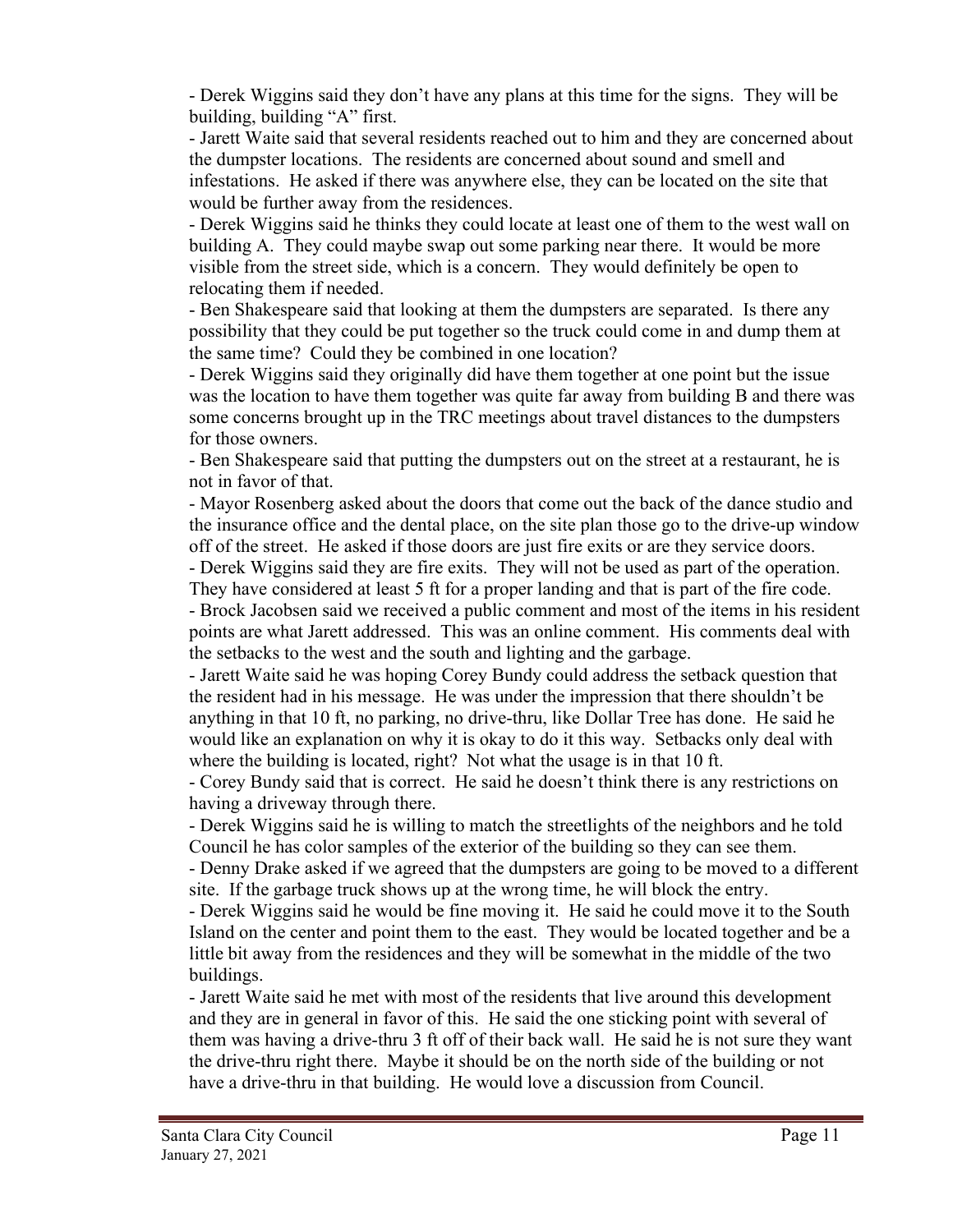- Derek Wiggins said they don't have any plans at this time for the signs. They will be building, building "A" first.
- Jarett Waite said that several residents reached out to him and they are concerned about the dumpster locations. The residents are concerned about sound and smell and infestations. He asked if there was anywhere else, they can be located on the site that would be further away from the residences.
- Derek Wiggins said he thinks they could locate at least one of them to the west wall on building A. They could maybe swap out some parking near there. It would be more visible from the street side, which is a concern. They would definitely be open to relocating them if needed.
- Ben Shakespeare said that looking at them the dumpsters are separated. Is there any possibility that they could be put together so the truck could come in and dump them at the same time? Could they be combined in one location?
- Derek Wiggins said they originally did have them together at one point but the issue was the location to have them together was quite far away from building B and there was some concerns brought up in the TRC meetings about travel distances to the dumpsters for those owners.
- Ben Shakespeare said that putting the dumpsters out on the street at a restaurant, he is not in favor of that.
- Mayor Rosenberg asked about the doors that come out the back of the dance studio and the insurance office and the dental place, on the site plan those go to the drive-up window off of the street. He asked if those doors are just fire exits or are they service doors.
- Derek Wiggins said they are fire exits. They will not be used as part of the operation. They have considered at least 5 ft for a proper landing and that is part of the fire code.
- Brock Jacobsen said we received a public comment and most of the items in his resident points are what Jarett addressed. This was an online comment. His comments deal with the setbacks to the west and the south and lighting and the garbage.
- Jarett Waite said he was hoping Corey Bundy could address the setback question that the resident had in his message. He was under the impression that there shouldn't be anything in that 10 ft, no parking, no drive-thru, like Dollar Tree has done. He said he would like an explanation on why it is okay to do it this way. Setbacks only deal with where the building is located, right? Not what the usage is in that 10 ft.
- Corey Bundy said that is correct. He said he doesn't think there is any restrictions on having a driveway through there.
- Derek Wiggins said he is willing to match the streetlights of the neighbors and he told Council he has color samples of the exterior of the building so they can see them.
- Denny Drake asked if we agreed that the dumpsters are going to be moved to a different site. If the garbage truck shows up at the wrong time, he will block the entry.
- Derek Wiggins said he would be fine moving it. He said he could move it to the South Island on the center and point them to the east. They would be located together and be a little bit away from the residences and they will be somewhat in the middle of the two buildings.
- Jarett Waite said he met with most of the residents that live around this development and they are in general in favor of this. He said the one sticking point with several of them was having a drive-thru 3 ft off of their back wall. He said he is not sure they want the drive-thru right there. Maybe it should be on the north side of the building or not have a drive-thru in that building. He would love a discussion from Council.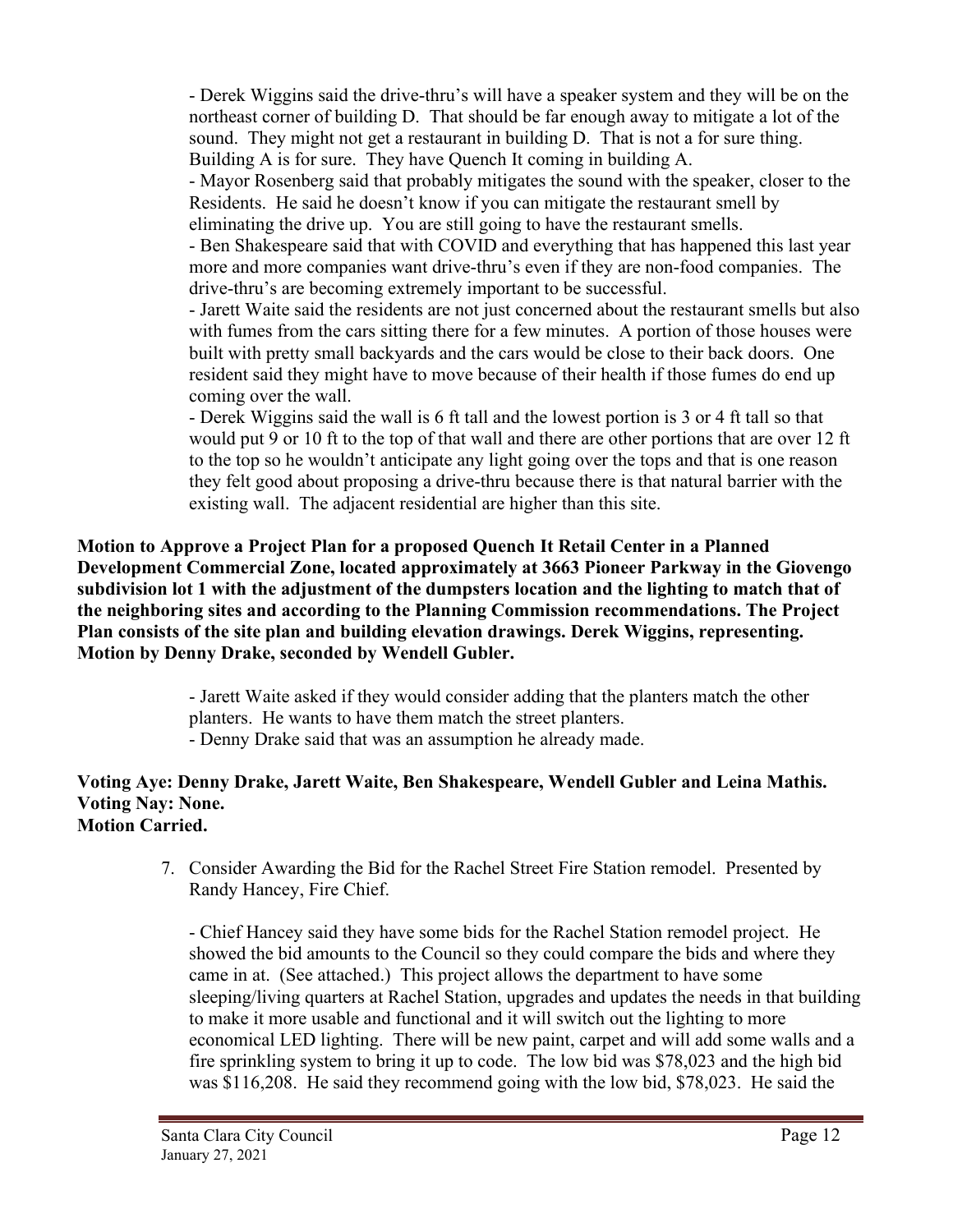- Derek Wiggins said the drive-thru's will have a speaker system and they will be on the northeast corner of building D. That should be far enough away to mitigate a lot of the sound. They might not get a restaurant in building D. That is not a for sure thing. Building A is for sure. They have Quench It coming in building A.

- Mayor Rosenberg said that probably mitigates the sound with the speaker, closer to the Residents. He said he doesn't know if you can mitigate the restaurant smell by eliminating the drive up. You are still going to have the restaurant smells.

- Ben Shakespeare said that with COVID and everything that has happened this last year more and more companies want drive-thru's even if they are non-food companies. The drive-thru's are becoming extremely important to be successful.

- Jarett Waite said the residents are not just concerned about the restaurant smells but also with fumes from the cars sitting there for a few minutes. A portion of those houses were built with pretty small backyards and the cars would be close to their back doors. One resident said they might have to move because of their health if those fumes do end up coming over the wall.

- Derek Wiggins said the wall is 6 ft tall and the lowest portion is 3 or 4 ft tall so that would put 9 or 10 ft to the top of that wall and there are other portions that are over 12 ft to the top so he wouldn't anticipate any light going over the tops and that is one reason they felt good about proposing a drive-thru because there is that natural barrier with the existing wall. The adjacent residential are higher than this site.

**Motion to Approve a Project Plan for a proposed Quench It Retail Center in a Planned Development Commercial Zone, located approximately at 3663 Pioneer Parkway in the Giovengo subdivision lot 1 with the adjustment of the dumpsters location and the lighting to match that of the neighboring sites and according to the Planning Commission recommendations. The Project Plan consists of the site plan and building elevation drawings. Derek Wiggins, representing. Motion by Denny Drake, seconded by Wendell Gubler.**

- Jarett Waite asked if they would consider adding that the planters match the other planters. He wants to have them match the street planters.
- Denny Drake said that was an assumption he already made.

**Voting Aye: Denny Drake, Jarett Waite, Ben Shakespeare, Wendell Gubler and Leina Mathis.**
**Voting Nay: None.**
**Motion Carried.**

7. Consider Awarding the Bid for the Rachel Street Fire Station remodel. Presented by Randy Hancey, Fire Chief.

   - Chief Hancey said they have some bids for the Rachel Station remodel project. He showed the bid amounts to the Council so they could compare the bids and where they came in at. (See attached.) This project allows the department to have some sleeping/living quarters at Rachel Station, upgrades and updates the needs in that building to make it more usable and functional and it will switch out the lighting to more economical LED lighting. There will be new paint, carpet and will add some walls and a fire sprinkling system to bring it up to code. The low bid was $78,023 and the high bid was $116,208. He said they recommend going with the low bid, $78,023. He said the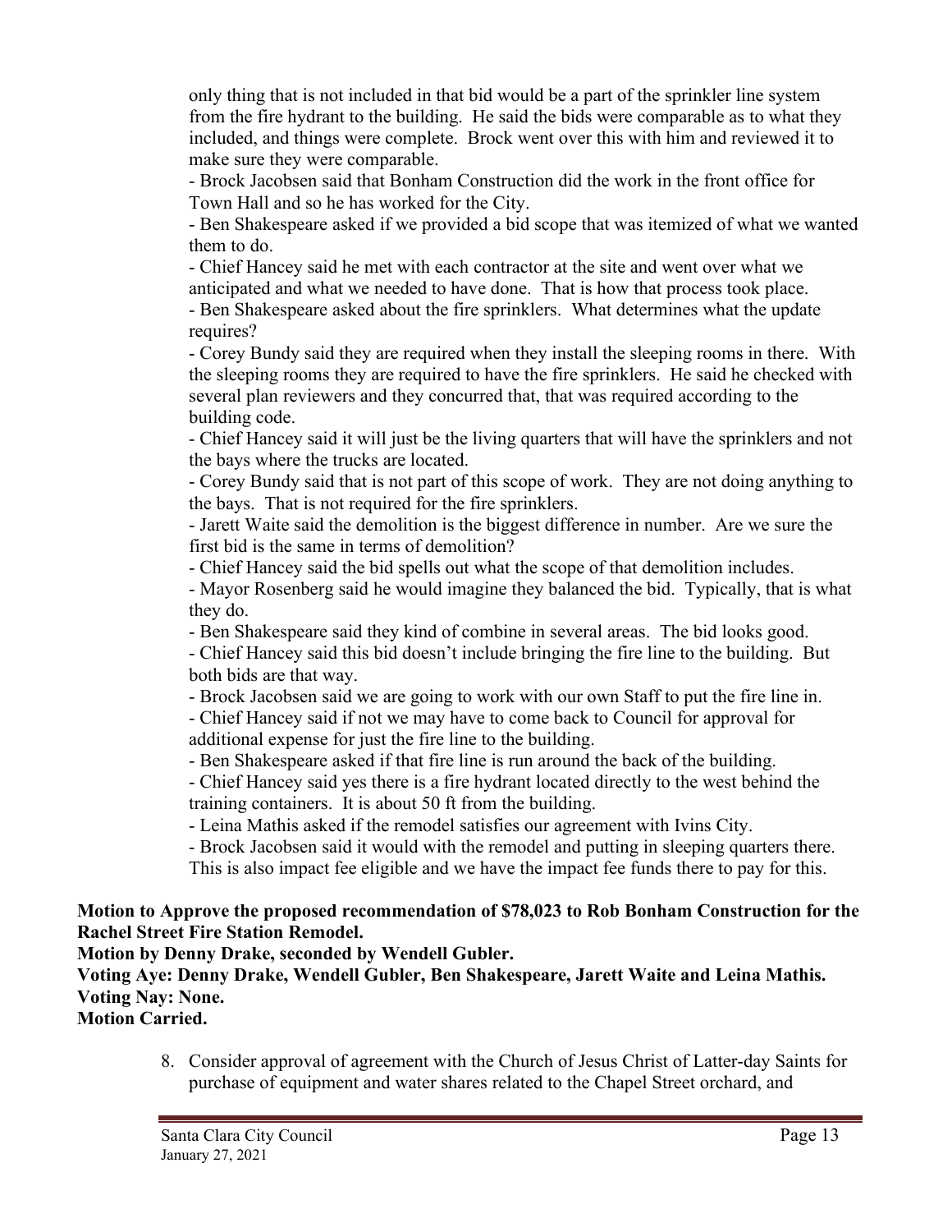only thing that is not included in that bid would be a part of the sprinkler line system from the fire hydrant to the building. He said the bids were comparable as to what they included, and things were complete. Brock went over this with him and reviewed it to make sure they were comparable.

- Brock Jacobsen said that Bonham Construction did the work in the front office for Town Hall and so he has worked for the City.
- Ben Shakespeare asked if we provided a bid scope that was itemized of what we wanted them to do.
- Chief Hancey said he met with each contractor at the site and went over what we anticipated and what we needed to have done. That is how that process took place.
- Ben Shakespeare asked about the fire sprinklers. What determines what the update requires?
- Corey Bundy said they are required when they install the sleeping rooms in there. With the sleeping rooms they are required to have the fire sprinklers. He said he checked with several plan reviewers and they concurred that, that was required according to the building code.
- Chief Hancey said it will just be the living quarters that will have the sprinklers and not the bays where the trucks are located.
- Corey Bundy said that is not part of this scope of work. They are not doing anything to the bays. That is not required for the fire sprinklers.
- Jarett Waite said the demolition is the biggest difference in number. Are we sure the first bid is the same in terms of demolition?
- Chief Hancey said the bid spells out what the scope of that demolition includes.
- Mayor Rosenberg said he would imagine they balanced the bid. Typically, that is what they do.
- Ben Shakespeare said they kind of combine in several areas. The bid looks good.
- Chief Hancey said this bid doesn't include bringing the fire line to the building. But both bids are that way.
- Brock Jacobsen said we are going to work with our own Staff to put the fire line in.
- Chief Hancey said if not we may have to come back to Council for approval for additional expense for just the fire line to the building.
- Ben Shakespeare asked if that fire line is run around the back of the building.
- Chief Hancey said yes there is a fire hydrant located directly to the west behind the training containers. It is about 50 ft from the building.
- Leina Mathis asked if the remodel satisfies our agreement with Ivins City.
- Brock Jacobsen said it would with the remodel and putting in sleeping quarters there. This is also impact fee eligible and we have the impact fee funds there to pay for this.

**Motion to Approve the proposed recommendation of $78,023 to Rob Bonham Construction for the Rachel Street Fire Station Remodel.**
**Motion by Denny Drake, seconded by Wendell Gubler.**
**Voting Aye: Denny Drake, Wendell Gubler, Ben Shakespeare, Jarett Waite and Leina Mathis.**
**Voting Nay: None.**
**Motion Carried.**

8. Consider approval of agreement with the Church of Jesus Christ of Latter-day Saints for purchase of equipment and water shares related to the Chapel Street orchard, and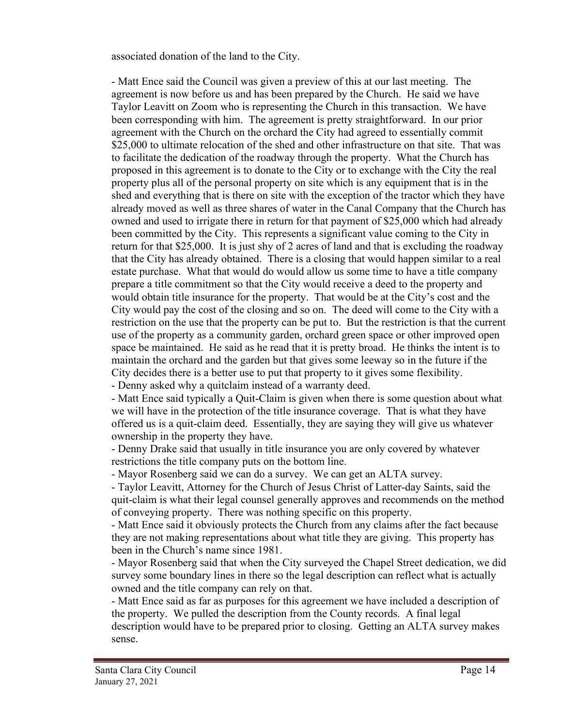associated donation of the land to the City.

- Matt Ence said the Council was given a preview of this at our last meeting. The agreement is now before us and has been prepared by the Church. He said we have Taylor Leavitt on Zoom who is representing the Church in this transaction. We have been corresponding with him. The agreement is pretty straightforward. In our prior agreement with the Church on the orchard the City had agreed to essentially commit $25,000 to ultimate relocation of the shed and other infrastructure on that site. That was to facilitate the dedication of the roadway through the property. What the Church has proposed in this agreement is to donate to the City or to exchange with the City the real property plus all of the personal property on site which is any equipment that is in the shed and everything that is there on site with the exception of the tractor which they have already moved as well as three shares of water in the Canal Company that the Church has owned and used to irrigate there in return for that payment of $25,000 which had already been committed by the City. This represents a significant value coming to the City in return for that $25,000. It is just shy of 2 acres of land and that is excluding the roadway that the City has already obtained. There is a closing that would happen similar to a real estate purchase. What that would do would allow us some time to have a title company prepare a title commitment so that the City would receive a deed to the property and would obtain title insurance for the property. That would be at the City's cost and the City would pay the cost of the closing and so on. The deed will come to the City with a restriction on the use that the property can be put to. But the restriction is that the current use of the property as a community garden, orchard green space or other improved open space be maintained. He said as he read that it is pretty broad. He thinks the intent is to maintain the orchard and the garden but that gives some leeway so in the future if the City decides there is a better use to put that property to it gives some flexibility.
- Denny asked why a quitclaim instead of a warranty deed.
- Matt Ence said typically a Quit-Claim is given when there is some question about what we will have in the protection of the title insurance coverage. That is what they have offered us is a quit-claim deed. Essentially, they are saying they will give us whatever ownership in the property they have.
- Denny Drake said that usually in title insurance you are only covered by whatever restrictions the title company puts on the bottom line.
- Mayor Rosenberg said we can do a survey. We can get an ALTA survey.
- Taylor Leavitt, Attorney for the Church of Jesus Christ of Latter-day Saints, said the quit-claim is what their legal counsel generally approves and recommends on the method of conveying property. There was nothing specific on this property.
- Matt Ence said it obviously protects the Church from any claims after the fact because they are not making representations about what title they are giving. This property has been in the Church's name since 1981.
- Mayor Rosenberg said that when the City surveyed the Chapel Street dedication, we did survey some boundary lines in there so the legal description can reflect what is actually owned and the title company can rely on that.
- Matt Ence said as far as purposes for this agreement we have included a description of the property. We pulled the description from the County records. A final legal description would have to be prepared prior to closing. Getting an ALTA survey makes sense.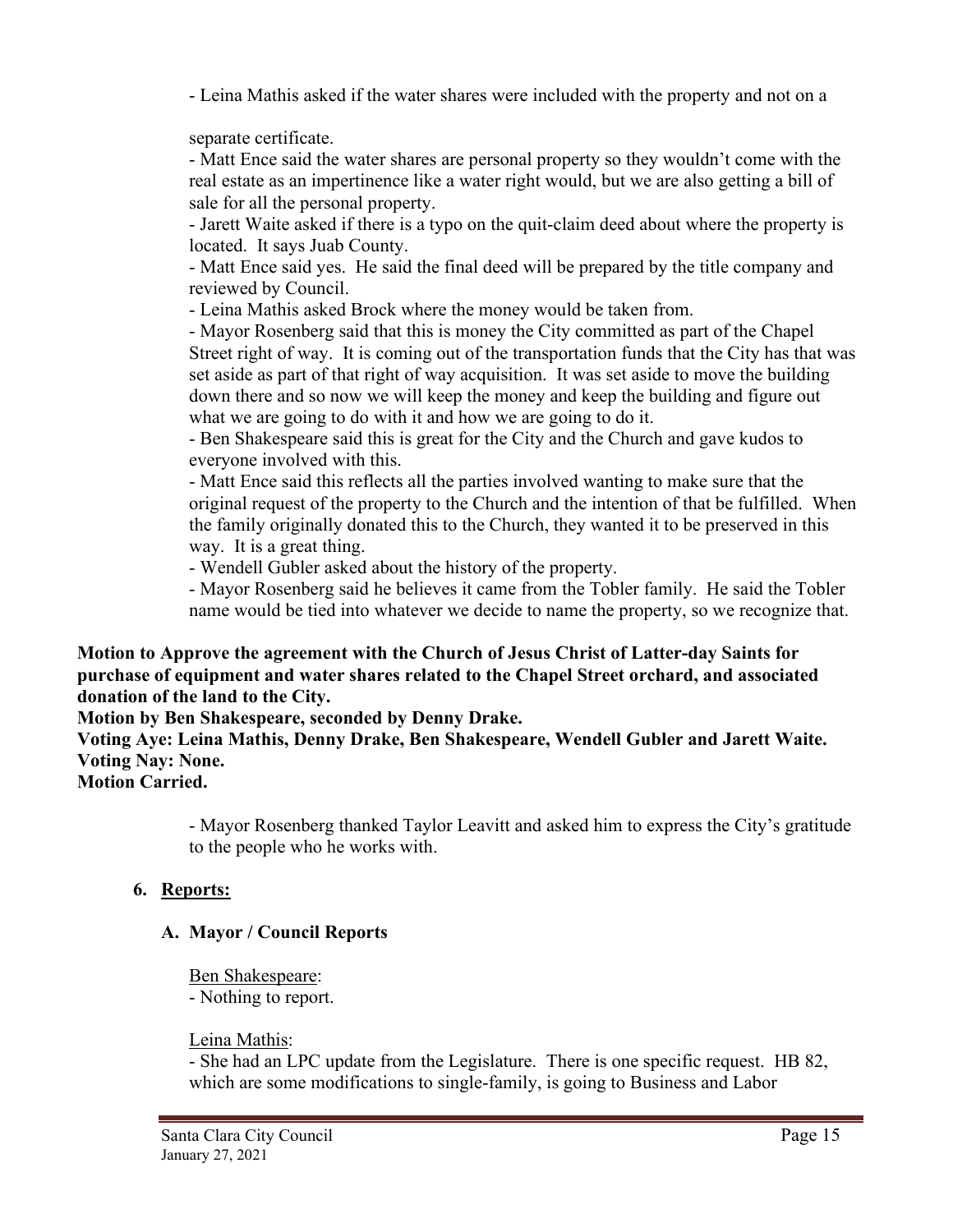- Leina Mathis asked if the water shares were included with the property and not on a separate certificate.
- Matt Ence said the water shares are personal property so they wouldn't come with the real estate as an impertinence like a water right would, but we are also getting a bill of sale for all the personal property.
- Jarett Waite asked if there is a typo on the quit-claim deed about where the property is located. It says Juab County.
- Matt Ence said yes. He said the final deed will be prepared by the title company and reviewed by Council.
- Leina Mathis asked Brock where the money would be taken from.
- Mayor Rosenberg said that this is money the City committed as part of the Chapel Street right of way. It is coming out of the transportation funds that the City has that was set aside as part of that right of way acquisition. It was set aside to move the building down there and so now we will keep the money and keep the building and figure out what we are going to do with it and how we are going to do it.
- Ben Shakespeare said this is great for the City and the Church and gave kudos to everyone involved with this.
- Matt Ence said this reflects all the parties involved wanting to make sure that the original request of the property to the Church and the intention of that be fulfilled. When the family originally donated this to the Church, they wanted it to be preserved in this way. It is a great thing.
- Wendell Gubler asked about the history of the property.
- Mayor Rosenberg said he believes it came from the Tobler family. He said the Tobler name would be tied into whatever we decide to name the property, so we recognize that.

**Motion to Approve the agreement with the Church of Jesus Christ of Latter-day Saints for purchase of equipment and water shares related to the Chapel Street orchard, and associated donation of the land to the City.**
**Motion by Ben Shakespeare, seconded by Denny Drake.**
**Voting Aye: Leina Mathis, Denny Drake, Ben Shakespeare, Wendell Gubler and Jarett Waite.**
**Voting Nay: None.**
**Motion Carried.**

- Mayor Rosenberg thanked Taylor Leavitt and asked him to express the City's gratitude to the people who he works with.

## 6. Reports:

### A. Mayor / Council Reports

Ben Shakespeare:
- Nothing to report.

Leina Mathis:
- She had an LPC update from the Legislature. There is one specific request. HB 82, which are some modifications to single-family, is going to Business and Labor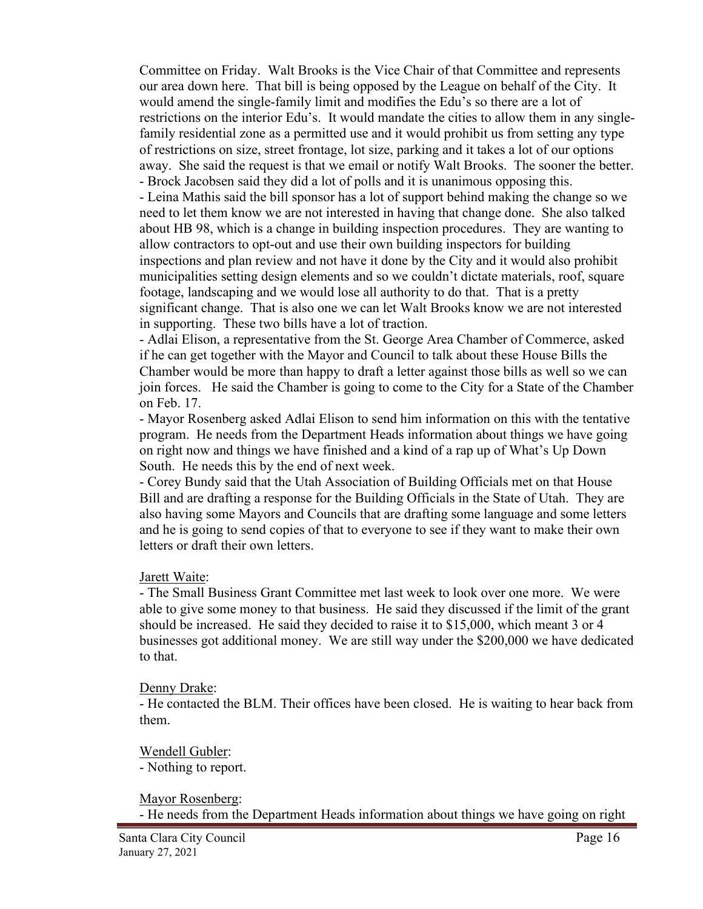Committee on Friday. Walt Brooks is the Vice Chair of that Committee and represents our area down here. That bill is being opposed by the League on behalf of the City. It would amend the single-family limit and modifies the Edu's so there are a lot of restrictions on the interior Edu's. It would mandate the cities to allow them in any single-family residential zone as a permitted use and it would prohibit us from setting any type of restrictions on size, street frontage, lot size, parking and it takes a lot of our options away. She said the request is that we email or notify Walt Brooks. The sooner the better.

- Brock Jacobsen said they did a lot of polls and it is unanimous opposing this.
- Leina Mathis said the bill sponsor has a lot of support behind making the change so we need to let them know we are not interested in having that change done. She also talked about HB 98, which is a change in building inspection procedures. They are wanting to allow contractors to opt-out and use their own building inspectors for building inspections and plan review and not have it done by the City and it would also prohibit municipalities setting design elements and so we couldn't dictate materials, roof, square footage, landscaping and we would lose all authority to do that. That is a pretty significant change. That is also one we can let Walt Brooks know we are not interested in supporting. These two bills have a lot of traction.
- Adlai Elison, a representative from the St. George Area Chamber of Commerce, asked if he can get together with the Mayor and Council to talk about these House Bills the Chamber would be more than happy to draft a letter against those bills as well so we can join forces. He said the Chamber is going to come to the City for a State of the Chamber on Feb. 17.
- Mayor Rosenberg asked Adlai Elison to send him information on this with the tentative program. He needs from the Department Heads information about things we have going on right now and things we have finished and a kind of a rap up of What's Up Down South. He needs this by the end of next week.
- Corey Bundy said that the Utah Association of Building Officials met on that House Bill and are drafting a response for the Building Officials in the State of Utah. They are also having some Mayors and Councils that are drafting some language and some letters and he is going to send copies of that to everyone to see if they want to make their own letters or draft their own letters.

Jarett Waite:

- The Small Business Grant Committee met last week to look over one more. We were able to give some money to that business. He said they discussed if the limit of the grant should be increased. He said they decided to raise it to $15,000, which meant 3 or 4 businesses got additional money. We are still way under the $200,000 we have dedicated to that.

Denny Drake:

- He contacted the BLM. Their offices have been closed. He is waiting to hear back from them.

Wendell Gubler:

- Nothing to report.

Mayor Rosenberg:

- He needs from the Department Heads information about things we have going on right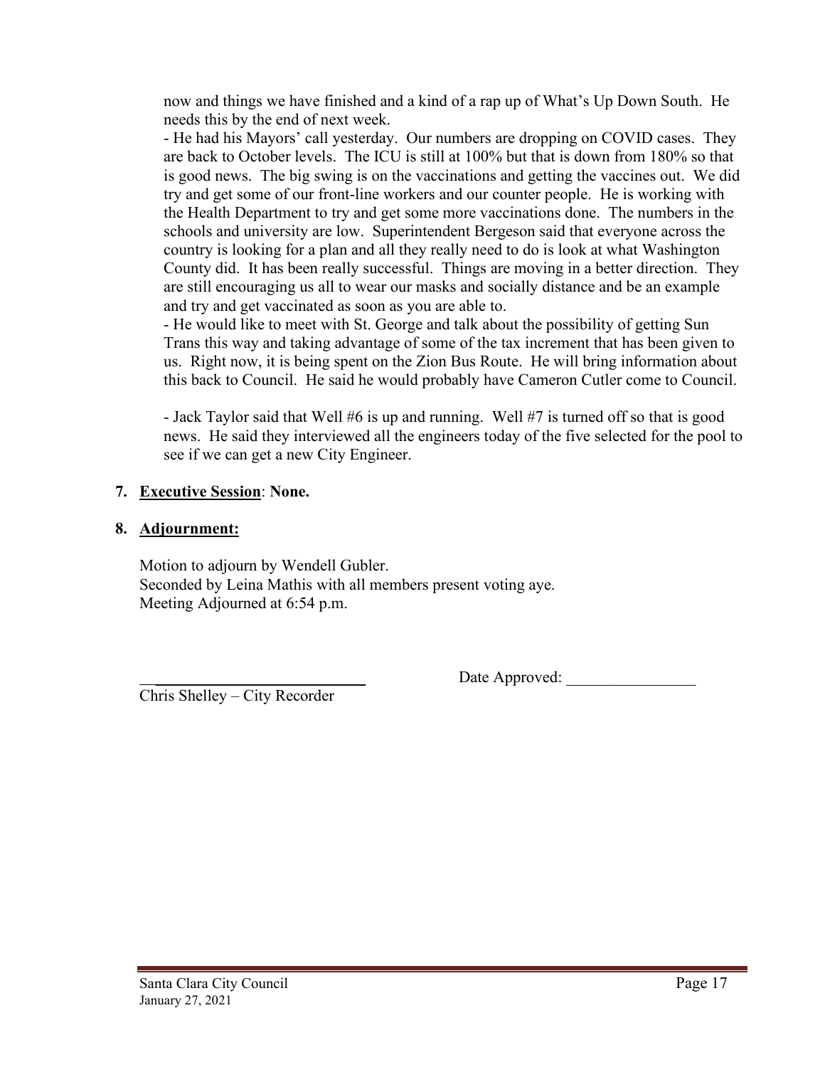now and things we have finished and a kind of a rap up of What's Up Down South. He needs this by the end of next week.

- He had his Mayors' call yesterday. Our numbers are dropping on COVID cases. They are back to October levels. The ICU is still at 100% but that is down from 180% so that is good news. The big swing is on the vaccinations and getting the vaccines out. We did try and get some of our front-line workers and our counter people. He is working with the Health Department to try and get some more vaccinations done. The numbers in the schools and university are low. Superintendent Bergeson said that everyone across the country is looking for a plan and all they really need to do is look at what Washington County did. It has been really successful. Things are moving in a better direction. They are still encouraging us all to wear our masks and socially distance and be an example and try and get vaccinated as soon as you are able to.
- He would like to meet with St. George and talk about the possibility of getting Sun Trans this way and taking advantage of some of the tax increment that has been given to us. Right now, it is being spent on the Zion Bus Route. He will bring information about this back to Council. He said he would probably have Cameron Cutler come to Council.

- Jack Taylor said that Well #6 is up and running. Well #7 is turned off so that is good news. He said they interviewed all the engineers today of the five selected for the pool to see if we can get a new City Engineer.

**7. Executive Session: None.**

**8. Adjournment:**

Motion to adjourn by Wendell Gubler.
Seconded by Leina Mathis with all members present voting aye.
Meeting Adjourned at 6:54 p.m.

___________________________ Date Approved: ________________

Chris Shelley – City Recorder